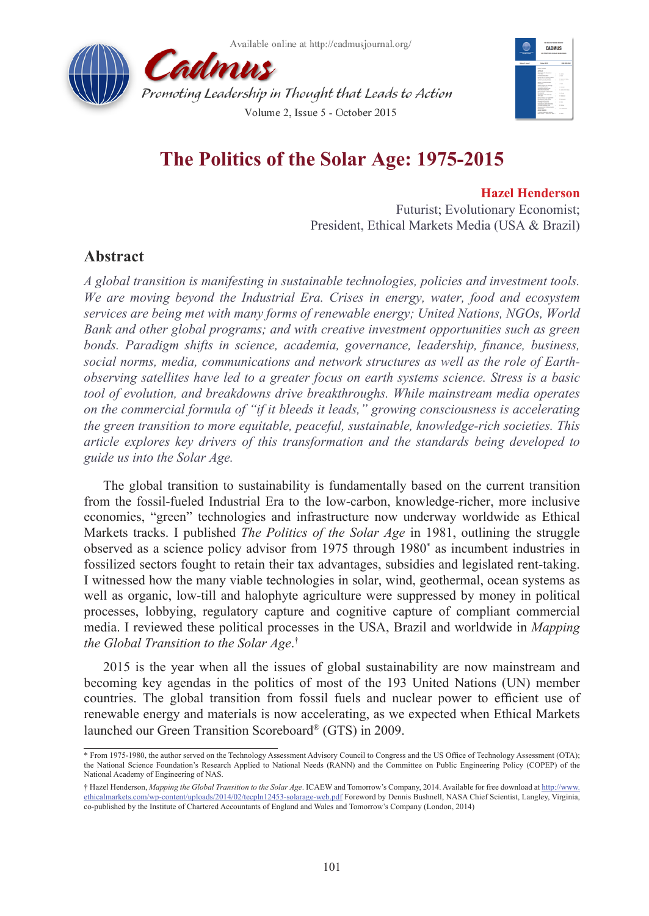# The Politics of the Solar Age: 1975-2015

**Hazel Henderson**
Futurist; Evolutionary Economist;
President, Ethical Markets Media (USA & Brazil)

## Abstract

*A global transition is manifesting in sustainable technologies, policies and investment tools. We are moving beyond the Industrial Era. Crises in energy, water, food and ecosystem services are being met with many forms of renewable energy; United Nations, NGOs, World Bank and other global programs; and with creative investment opportunities such as green bonds. Paradigm shifts in science, academia, governance, leadership, finance, business, social norms, media, communications and network structures as well as the role of Earth-observing satellites have led to a greater focus on earth systems science. Stress is a basic tool of evolution, and breakdowns drive breakthroughs. While mainstream media operates on the commercial formula of "if it bleeds it leads," growing consciousness is accelerating the green transition to more equitable, peaceful, sustainable, knowledge-rich societies. This article explores key drivers of this transformation and the standards being developed to guide us into the Solar Age.*

The global transition to sustainability is fundamentally based on the current transition from the fossil-fueled Industrial Era to the low-carbon, knowledge-richer, more inclusive economies, "green" technologies and infrastructure now underway worldwide as Ethical Markets tracks. I published *The Politics of the Solar Age* in 1981, outlining the struggle observed as a science policy advisor from 1975 through 1980* as incumbent industries in fossilized sectors fought to retain their tax advantages, subsidies and legislated rent-taking. I witnessed how the many viable technologies in solar, wind, geothermal, ocean systems as well as organic, low-till and halophyte agriculture were suppressed by money in political processes, lobbying, regulatory capture and cognitive capture of compliant commercial media. I reviewed these political processes in the USA, Brazil and worldwide in *Mapping the Global Transition to the Solar Age*.†

2015 is the year when all the issues of global sustainability are now mainstream and becoming key agendas in the politics of most of the 193 United Nations (UN) member countries. The global transition from fossil fuels and nuclear power to efficient use of renewable energy and materials is now accelerating, as we expected when Ethical Markets launched our Green Transition Scoreboard® (GTS) in 2009.

---

\* From 1975-1980, the author served on the Technology Assessment Advisory Council to Congress and the US Office of Technology Assessment (OTA); the National Science Foundation's Research Applied to National Needs (RANN) and the Committee on Public Engineering Policy (COPEP) of the National Academy of Engineering of NAS.

† Hazel Henderson, *Mapping the Global Transition to the Solar Age*. ICAEW and Tomorrow's Company, 2014. Available for free download at http://www.ethicalmarkets.com/wp-content/uploads/2014/02/tecpln12453-solarage-web.pdf Foreword by Dennis Bushnell, NASA Chief Scientist, Langley, Virginia, co-published by the Institute of Chartered Accountants of England and Wales and Tomorrow's Company (London, 2014)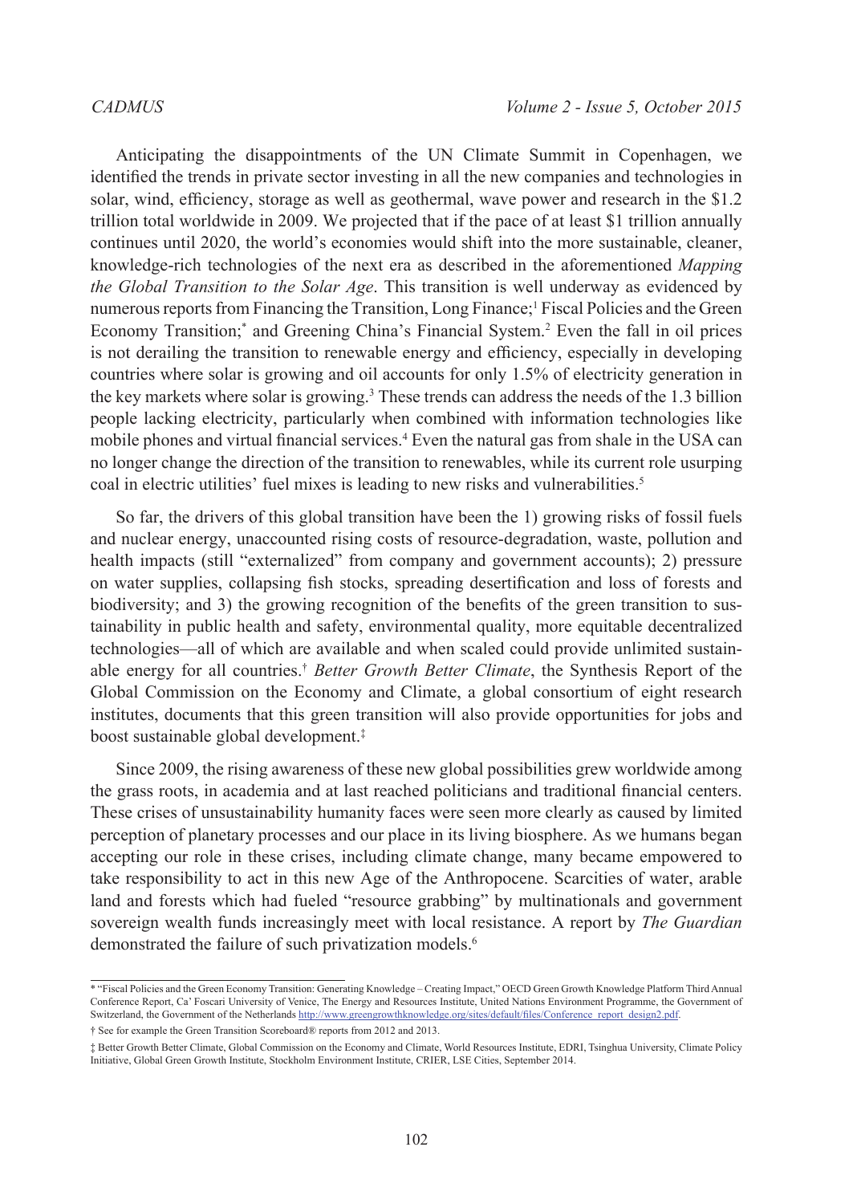Anticipating the disappointments of the UN Climate Summit in Copenhagen, we identified the trends in private sector investing in all the new companies and technologies in solar, wind, efficiency, storage as well as geothermal, wave power and research in the $1.2 trillion total worldwide in 2009. We projected that if the pace of at least $1 trillion annually continues until 2020, the world's economies would shift into the more sustainable, cleaner, knowledge-rich technologies of the next era as described in the aforementioned *Mapping the Global Transition to the Solar Age*. This transition is well underway as evidenced by numerous reports from Financing the Transition, Long Finance;[1] Fiscal Policies and the Green Economy Transition;[*] and Greening China's Financial System.[2] Even the fall in oil prices is not derailing the transition to renewable energy and efficiency, especially in developing countries where solar is growing and oil accounts for only 1.5% of electricity generation in the key markets where solar is growing.[3] These trends can address the needs of the 1.3 billion people lacking electricity, particularly when combined with information technologies like mobile phones and virtual financial services.[4] Even the natural gas from shale in the USA can no longer change the direction of the transition to renewables, while its current role usurping coal in electric utilities' fuel mixes is leading to new risks and vulnerabilities.[5]

So far, the drivers of this global transition have been the 1) growing risks of fossil fuels and nuclear energy, unaccounted rising costs of resource-degradation, waste, pollution and health impacts (still "externalized" from company and government accounts); 2) pressure on water supplies, collapsing fish stocks, spreading desertification and loss of forests and biodiversity; and 3) the growing recognition of the benefits of the green transition to sustainability in public health and safety, environmental quality, more equitable decentralized technologies—all of which are available and when scaled could provide unlimited sustainable energy for all countries.[†] *Better Growth Better Climate*, the Synthesis Report of the Global Commission on the Economy and Climate, a global consortium of eight research institutes, documents that this green transition will also provide opportunities for jobs and boost sustainable global development.[‡]

Since 2009, the rising awareness of these new global possibilities grew worldwide among the grass roots, in academia and at last reached politicians and traditional financial centers. These crises of unsustainability humanity faces were seen more clearly as caused by limited perception of planetary processes and our place in its living biosphere. As we humans began accepting our role in these crises, including climate change, many became empowered to take responsibility to act in this new Age of the Anthropocene. Scarcities of water, arable land and forests which had fueled "resource grabbing" by multinationals and government sovereign wealth funds increasingly meet with local resistance. A report by *The Guardian* demonstrated the failure of such privatization models.[6]

---

\* "Fiscal Policies and the Green Economy Transition: Generating Knowledge – Creating Impact," OECD Green Growth Knowledge Platform Third Annual Conference Report, Ca' Foscari University of Venice, The Energy and Resources Institute, United Nations Environment Programme, the Government of Switzerland, the Government of the Netherlands http://www.greengrowthknowledge.org/sites/default/files/Conference_report_design2.pdf.

† See for example the Green Transition Scoreboard® reports from 2012 and 2013.

‡ Better Growth Better Climate, Global Commission on the Economy and Climate, World Resources Institute, EDRI, Tsinghua University, Climate Policy Initiative, Global Green Growth Institute, Stockholm Environment Institute, CRIER, LSE Cities, September 2014.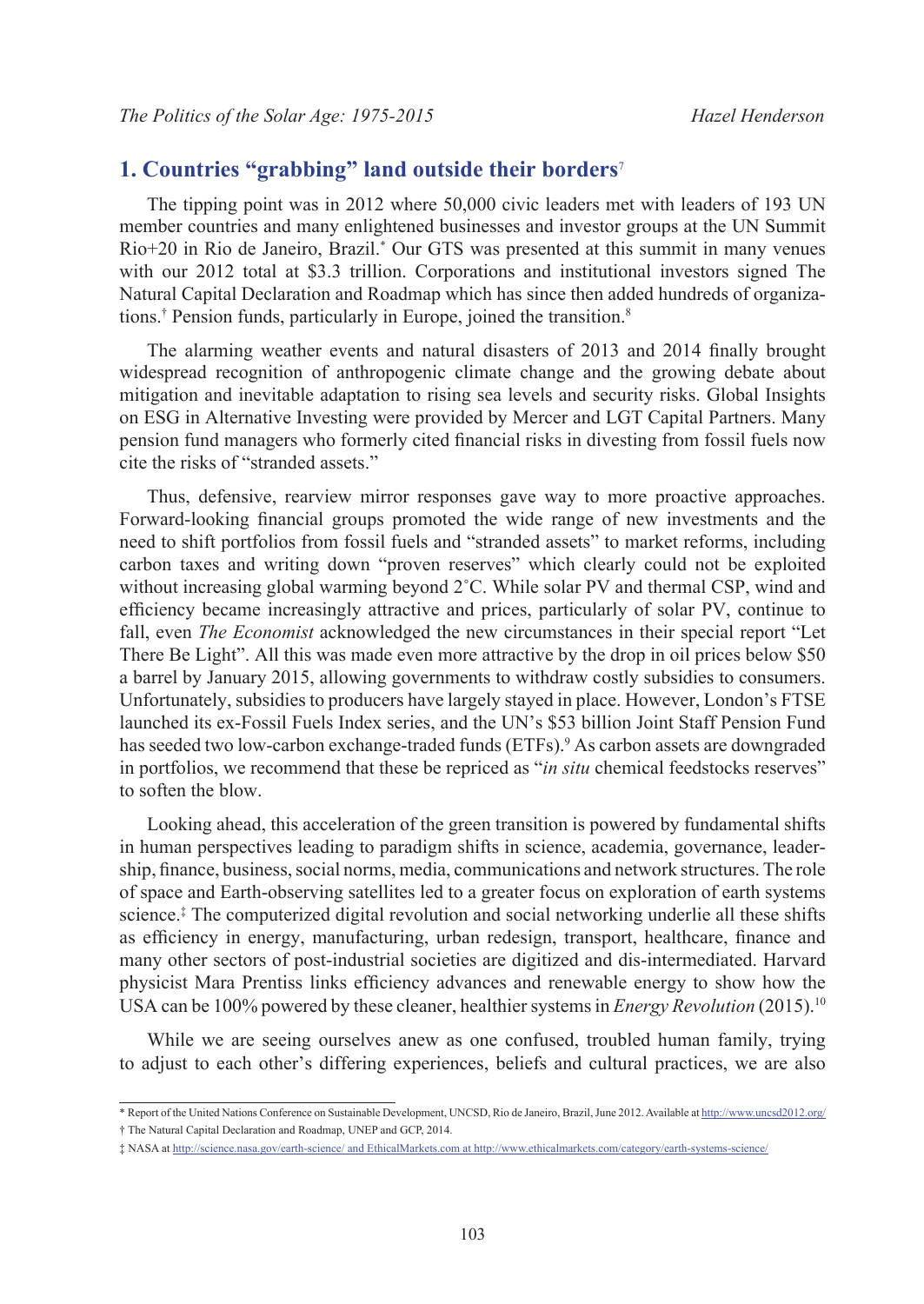## 1. Countries "grabbing" land outside their borders[7]

The tipping point was in 2012 where 50,000 civic leaders met with leaders of 193 UN member countries and many enlightened businesses and investor groups at the UN Summit Rio+20 in Rio de Janeiro, Brazil.* Our GTS was presented at this summit in many venues with our 2012 total at $3.3 trillion. Corporations and institutional investors signed The Natural Capital Declaration and Roadmap which has since then added hundreds of organizations.† Pension funds, particularly in Europe, joined the transition.[8]

The alarming weather events and natural disasters of 2013 and 2014 finally brought widespread recognition of anthropogenic climate change and the growing debate about mitigation and inevitable adaptation to rising sea levels and security risks. Global Insights on ESG in Alternative Investing were provided by Mercer and LGT Capital Partners. Many pension fund managers who formerly cited financial risks in divesting from fossil fuels now cite the risks of "stranded assets."

Thus, defensive, rearview mirror responses gave way to more proactive approaches. Forward-looking financial groups promoted the wide range of new investments and the need to shift portfolios from fossil fuels and "stranded assets" to market reforms, including carbon taxes and writing down "proven reserves" which clearly could not be exploited without increasing global warming beyond 2˚C. While solar PV and thermal CSP, wind and efficiency became increasingly attractive and prices, particularly of solar PV, continue to fall, even *The Economist* acknowledged the new circumstances in their special report "Let There Be Light". All this was made even more attractive by the drop in oil prices below $50 a barrel by January 2015, allowing governments to withdraw costly subsidies to consumers. Unfortunately, subsidies to producers have largely stayed in place. However, London's FTSE launched its ex-Fossil Fuels Index series, and the UN's $53 billion Joint Staff Pension Fund has seeded two low-carbon exchange-traded funds (ETFs).[9] As carbon assets are downgraded in portfolios, we recommend that these be repriced as "*in situ* chemical feedstocks reserves" to soften the blow.

Looking ahead, this acceleration of the green transition is powered by fundamental shifts in human perspectives leading to paradigm shifts in science, academia, governance, leadership, finance, business, social norms, media, communications and network structures. The role of space and Earth-observing satellites led to a greater focus on exploration of earth systems science.‡ The computerized digital revolution and social networking underlie all these shifts as efficiency in energy, manufacturing, urban redesign, transport, healthcare, finance and many other sectors of post-industrial societies are digitized and dis-intermediated. Harvard physicist Mara Prentiss links efficiency advances and renewable energy to show how the USA can be 100% powered by these cleaner, healthier systems in *Energy Revolution* (2015).[10]

While we are seeing ourselves anew as one confused, troubled human family, trying to adjust to each other's differing experiences, beliefs and cultural practices, we are also

---

\* Report of the United Nations Conference on Sustainable Development, UNCSD, Rio de Janeiro, Brazil, June 2012. Available at http://www.uncsd2012.org/

† The Natural Capital Declaration and Roadmap, UNEP and GCP, 2014.

‡ NASA at http://science.nasa.gov/earth-science/ and EthicalMarkets.com at http://www.ethicalmarkets.com/category/earth-systems-science/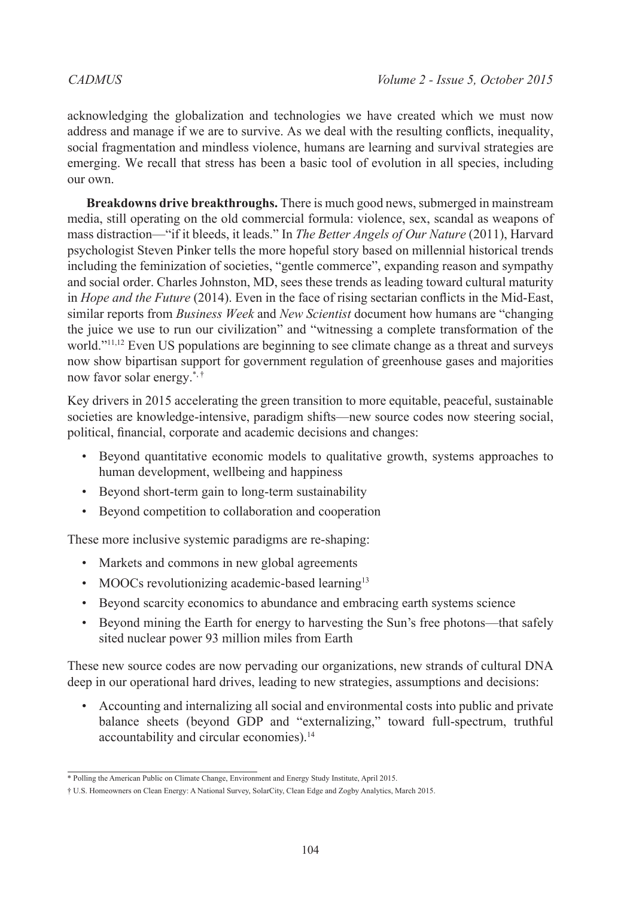acknowledging the globalization and technologies we have created which we must now address and manage if we are to survive. As we deal with the resulting conflicts, inequality, social fragmentation and mindless violence, humans are learning and survival strategies are emerging. We recall that stress has been a basic tool of evolution in all species, including our own.

**Breakdowns drive breakthroughs.** There is much good news, submerged in mainstream media, still operating on the old commercial formula: violence, sex, scandal as weapons of mass distraction—"if it bleeds, it leads." In *The Better Angels of Our Nature* (2011), Harvard psychologist Steven Pinker tells the more hopeful story based on millennial historical trends including the feminization of societies, "gentle commerce", expanding reason and sympathy and social order. Charles Johnston, MD, sees these trends as leading toward cultural maturity in *Hope and the Future* (2014). Even in the face of rising sectarian conflicts in the Mid-East, similar reports from *Business Week* and *New Scientist* document how humans are "changing the juice we use to run our civilization" and "witnessing a complete transformation of the world."[11,12] Even US populations are beginning to see climate change as a threat and surveys now show bipartisan support for government regulation of greenhouse gases and majorities now favor solar energy.[*,†]

Key drivers in 2015 accelerating the green transition to more equitable, peaceful, sustainable societies are knowledge-intensive, paradigm shifts—new source codes now steering social, political, financial, corporate and academic decisions and changes:

- Beyond quantitative economic models to qualitative growth, systems approaches to human development, wellbeing and happiness
- Beyond short-term gain to long-term sustainability
- Beyond competition to collaboration and cooperation

These more inclusive systemic paradigms are re-shaping:

- Markets and commons in new global agreements
- MOOCs revolutionizing academic-based learning[13]
- Beyond scarcity economics to abundance and embracing earth systems science
- Beyond mining the Earth for energy to harvesting the Sun's free photons—that safely sited nuclear power 93 million miles from Earth

These new source codes are now pervading our organizations, new strands of cultural DNA deep in our operational hard drives, leading to new strategies, assumptions and decisions:

- Accounting and internalizing all social and environmental costs into public and private balance sheets (beyond GDP and "externalizing," toward full-spectrum, truthful accountability and circular economies).[14]

---

* Polling the American Public on Climate Change, Environment and Energy Study Institute, April 2015.

† U.S. Homeowners on Clean Energy: A National Survey, SolarCity, Clean Edge and Zogby Analytics, March 2015.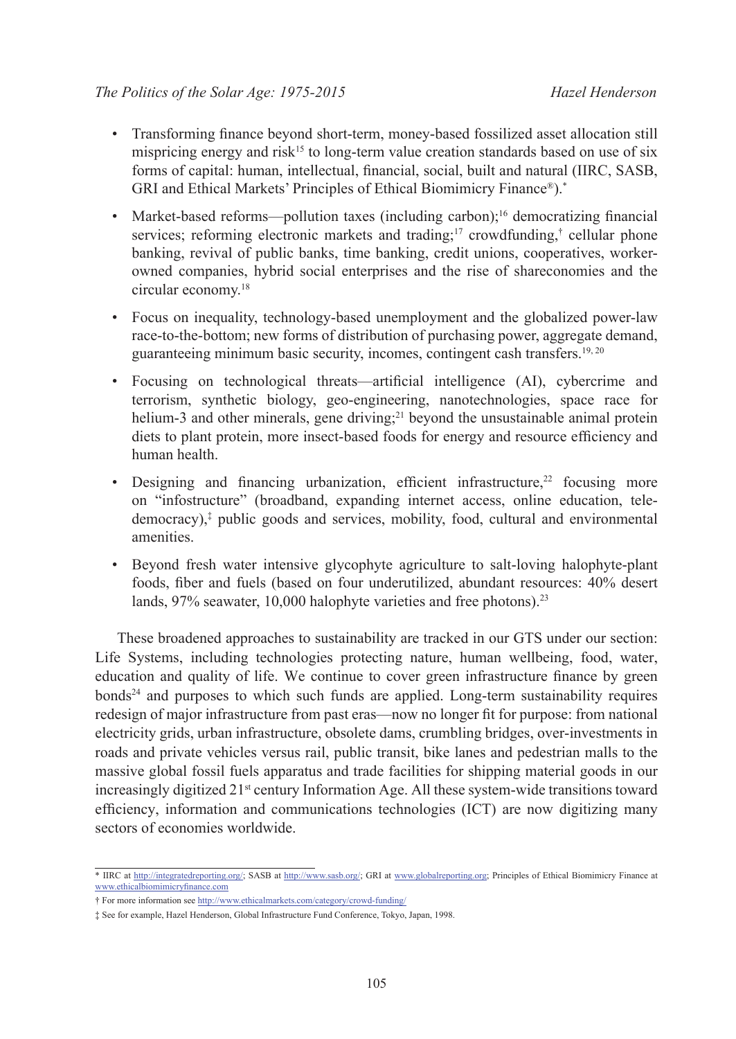- Transforming finance beyond short-term, money-based fossilized asset allocation still mispricing energy and risk[15] to long-term value creation standards based on use of six forms of capital: human, intellectual, financial, social, built and natural (IIRC, SASB, GRI and Ethical Markets' Principles of Ethical Biomimicry Finance®).*

- Market-based reforms—pollution taxes (including carbon);[16] democratizing financial services; reforming electronic markets and trading;[17] crowdfunding,† cellular phone banking, revival of public banks, time banking, credit unions, cooperatives, worker-owned companies, hybrid social enterprises and the rise of shareconomies and the circular economy.[18]

- Focus on inequality, technology-based unemployment and the globalized power-law race-to-the-bottom; new forms of distribution of purchasing power, aggregate demand, guaranteeing minimum basic security, incomes, contingent cash transfers.[19, 20]

- Focusing on technological threats—artificial intelligence (AI), cybercrime and terrorism, synthetic biology, geo-engineering, nanotechnologies, space race for helium-3 and other minerals, gene driving;[21] beyond the unsustainable animal protein diets to plant protein, more insect-based foods for energy and resource efficiency and human health.

- Designing and financing urbanization, efficient infrastructure,[22] focusing more on "infostructure" (broadband, expanding internet access, online education, tele-democracy),‡ public goods and services, mobility, food, cultural and environmental amenities.

- Beyond fresh water intensive glycophyte agriculture to salt-loving halophyte-plant foods, fiber and fuels (based on four underutilized, abundant resources: 40% desert lands, 97% seawater, 10,000 halophyte varieties and free photons).[23]

These broadened approaches to sustainability are tracked in our GTS under our section: Life Systems, including technologies protecting nature, human wellbeing, food, water, education and quality of life. We continue to cover green infrastructure finance by green bonds[24] and purposes to which such funds are applied. Long-term sustainability requires redesign of major infrastructure from past eras—now no longer fit for purpose: from national electricity grids, urban infrastructure, obsolete dams, crumbling bridges, over-investments in roads and private vehicles versus rail, public transit, bike lanes and pedestrian malls to the massive global fossil fuels apparatus and trade facilities for shipping material goods in our increasingly digitized 21st century Information Age. All these system-wide transitions toward efficiency, information and communications technologies (ICT) are now digitizing many sectors of economies worldwide.

---

* IIRC at http://integratedreporting.org/; SASB at http://www.sasb.org/; GRI at www.globalreporting.org; Principles of Ethical Biomimicry Finance at www.ethicalbiomimicryfinance.com

† For more information see http://www.ethicalmarkets.com/category/crowd-funding/

‡ See for example, Hazel Henderson, Global Infrastructure Fund Conference, Tokyo, Japan, 1998.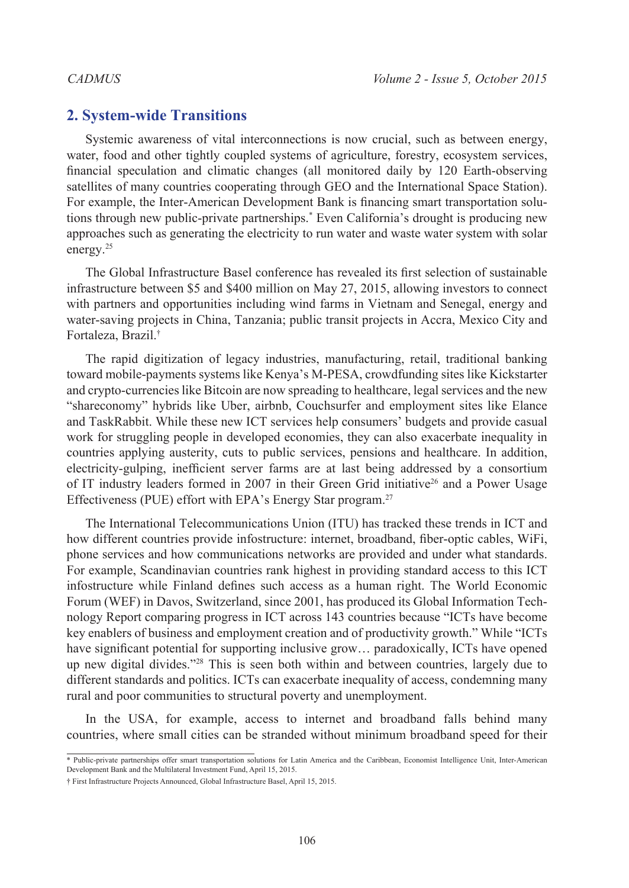## 2. System-wide Transitions

Systemic awareness of vital interconnections is now crucial, such as between energy, water, food and other tightly coupled systems of agriculture, forestry, ecosystem services, financial speculation and climatic changes (all monitored daily by 120 Earth-observing satellites of many countries cooperating through GEO and the International Space Station). For example, the Inter-American Development Bank is financing smart transportation solutions through new public-private partnerships.* Even California's drought is producing new approaches such as generating the electricity to run water and waste water system with solar energy.[25]

The Global Infrastructure Basel conference has revealed its first selection of sustainable infrastructure between $5 and $400 million on May 27, 2015, allowing investors to connect with partners and opportunities including wind farms in Vietnam and Senegal, energy and water-saving projects in China, Tanzania; public transit projects in Accra, Mexico City and Fortaleza, Brazil.†

The rapid digitization of legacy industries, manufacturing, retail, traditional banking toward mobile-payments systems like Kenya's M-PESA, crowdfunding sites like Kickstarter and crypto-currencies like Bitcoin are now spreading to healthcare, legal services and the new "shareconomy" hybrids like Uber, airbnb, Couchsurfer and employment sites like Elance and TaskRabbit. While these new ICT services help consumers' budgets and provide casual work for struggling people in developed economies, they can also exacerbate inequality in countries applying austerity, cuts to public services, pensions and healthcare. In addition, electricity-gulping, inefficient server farms are at last being addressed by a consortium of IT industry leaders formed in 2007 in their Green Grid initiative[26] and a Power Usage Effectiveness (PUE) effort with EPA's Energy Star program.[27]

The International Telecommunications Union (ITU) has tracked these trends in ICT and how different countries provide infostructure: internet, broadband, fiber-optic cables, WiFi, phone services and how communications networks are provided and under what standards. For example, Scandinavian countries rank highest in providing standard access to this ICT infostructure while Finland defines such access as a human right. The World Economic Forum (WEF) in Davos, Switzerland, since 2001, has produced its Global Information Technology Report comparing progress in ICT across 143 countries because "ICTs have become key enablers of business and employment creation and of productivity growth." While "ICTs have significant potential for supporting inclusive grow… paradoxically, ICTs have opened up new digital divides."[28] This is seen both within and between countries, largely due to different standards and politics. ICTs can exacerbate inequality of access, condemning many rural and poor communities to structural poverty and unemployment.

In the USA, for example, access to internet and broadband falls behind many countries, where small cities can be stranded without minimum broadband speed for their

---

\* Public-private partnerships offer smart transportation solutions for Latin America and the Caribbean, Economist Intelligence Unit, Inter-American Development Bank and the Multilateral Investment Fund, April 15, 2015.

† First Infrastructure Projects Announced, Global Infrastructure Basel, April 15, 2015.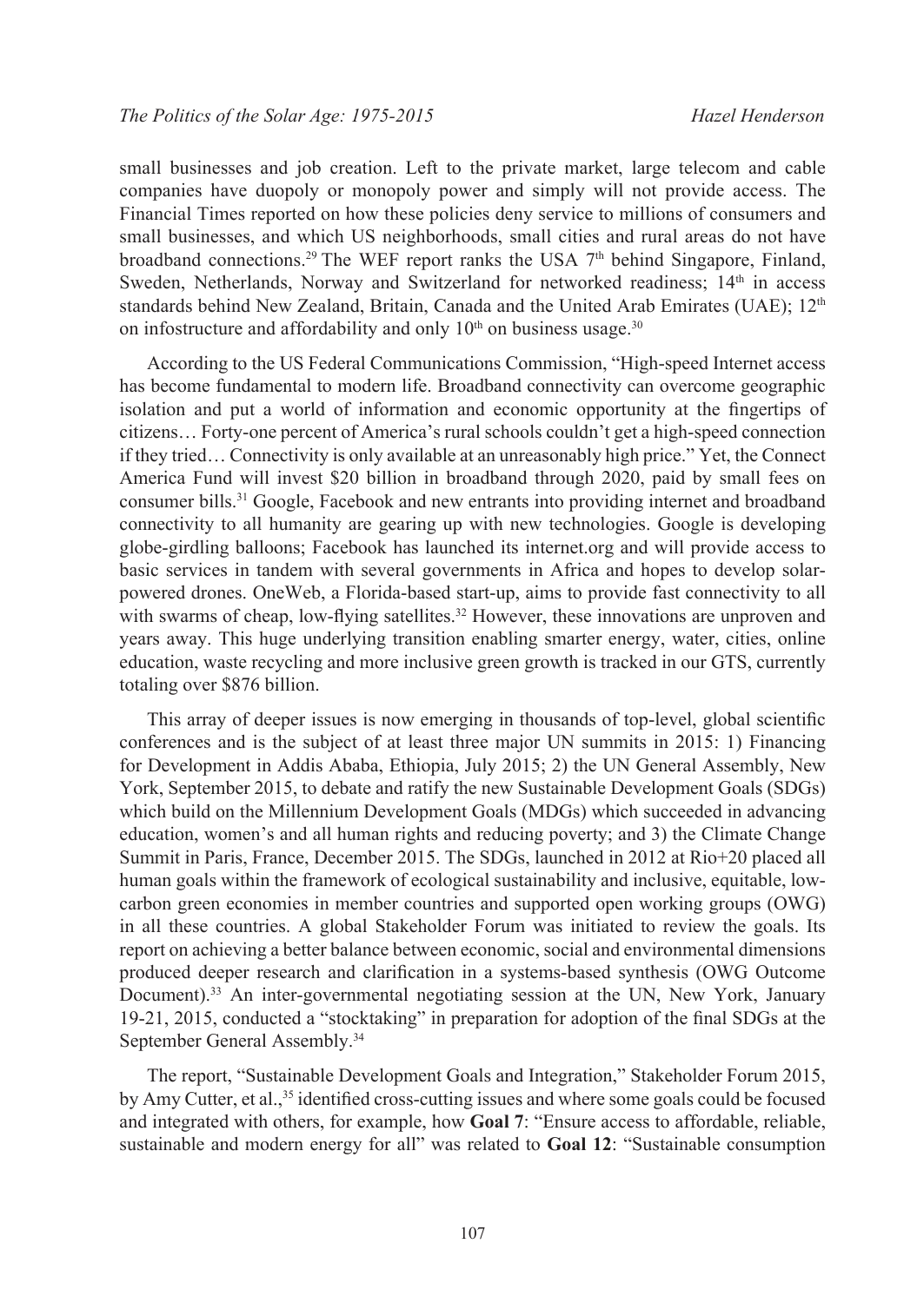small businesses and job creation. Left to the private market, large telecom and cable companies have duopoly or monopoly power and simply will not provide access. The Financial Times reported on how these policies deny service to millions of consumers and small businesses, and which US neighborhoods, small cities and rural areas do not have broadband connections.[29] The WEF report ranks the USA 7th behind Singapore, Finland, Sweden, Netherlands, Norway and Switzerland for networked readiness; 14th in access standards behind New Zealand, Britain, Canada and the United Arab Emirates (UAE); 12th on infostructure and affordability and only 10th on business usage.[30]

According to the US Federal Communications Commission, "High-speed Internet access has become fundamental to modern life. Broadband connectivity can overcome geographic isolation and put a world of information and economic opportunity at the fingertips of citizens… Forty-one percent of America's rural schools couldn't get a high-speed connection if they tried… Connectivity is only available at an unreasonably high price." Yet, the Connect America Fund will invest $20 billion in broadband through 2020, paid by small fees on consumer bills.[31] Google, Facebook and new entrants into providing internet and broadband connectivity to all humanity are gearing up with new technologies. Google is developing globe-girdling balloons; Facebook has launched its internet.org and will provide access to basic services in tandem with several governments in Africa and hopes to develop solar-powered drones. OneWeb, a Florida-based start-up, aims to provide fast connectivity to all with swarms of cheap, low-flying satellites.[32] However, these innovations are unproven and years away. This huge underlying transition enabling smarter energy, water, cities, online education, waste recycling and more inclusive green growth is tracked in our GTS, currently totaling over $876 billion.

This array of deeper issues is now emerging in thousands of top-level, global scientific conferences and is the subject of at least three major UN summits in 2015: 1) Financing for Development in Addis Ababa, Ethiopia, July 2015; 2) the UN General Assembly, New York, September 2015, to debate and ratify the new Sustainable Development Goals (SDGs) which build on the Millennium Development Goals (MDGs) which succeeded in advancing education, women's and all human rights and reducing poverty; and 3) the Climate Change Summit in Paris, France, December 2015. The SDGs, launched in 2012 at Rio+20 placed all human goals within the framework of ecological sustainability and inclusive, equitable, low-carbon green economies in member countries and supported open working groups (OWG) in all these countries. A global Stakeholder Forum was initiated to review the goals. Its report on achieving a better balance between economic, social and environmental dimensions produced deeper research and clarification in a systems-based synthesis (OWG Outcome Document).[33] An inter-governmental negotiating session at the UN, New York, January 19-21, 2015, conducted a "stocktaking" in preparation for adoption of the final SDGs at the September General Assembly.[34]

The report, "Sustainable Development Goals and Integration," Stakeholder Forum 2015, by Amy Cutter, et al.,[35] identified cross-cutting issues and where some goals could be focused and integrated with others, for example, how **Goal 7**: "Ensure access to affordable, reliable, sustainable and modern energy for all" was related to **Goal 12**: "Sustainable consumption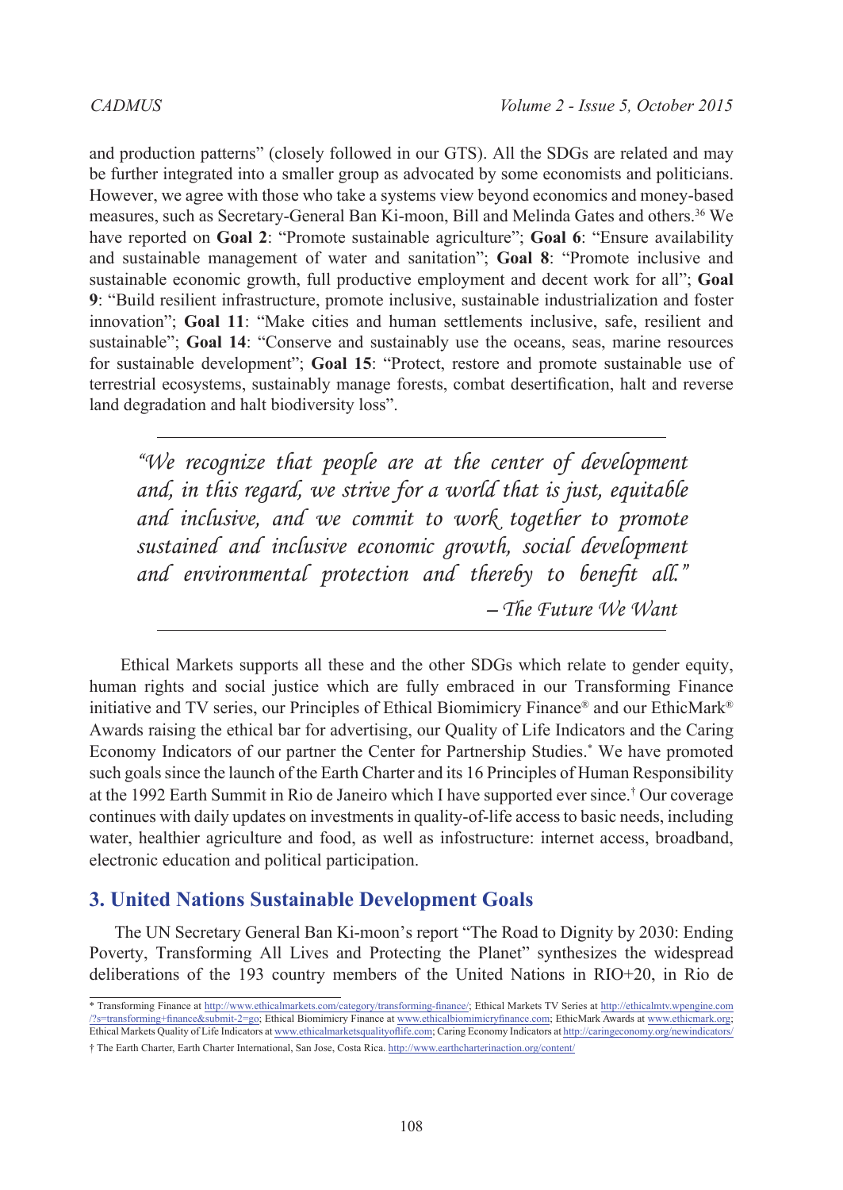and production patterns" (closely followed in our GTS). All the SDGs are related and may be further integrated into a smaller group as advocated by some economists and politicians. However, we agree with those who take a systems view beyond economics and money-based measures, such as Secretary-General Ban Ki-moon, Bill and Melinda Gates and others.[36] We have reported on **Goal 2**: "Promote sustainable agriculture"; **Goal 6**: "Ensure availability and sustainable management of water and sanitation"; **Goal 8**: "Promote inclusive and sustainable economic growth, full productive employment and decent work for all"; **Goal 9**: "Build resilient infrastructure, promote inclusive, sustainable industrialization and foster innovation"; **Goal 11**: "Make cities and human settlements inclusive, safe, resilient and sustainable"; **Goal 14**: "Conserve and sustainably use the oceans, seas, marine resources for sustainable development"; **Goal 15**: "Protect, restore and promote sustainable use of terrestrial ecosystems, sustainably manage forests, combat desertification, halt and reverse land degradation and halt biodiversity loss".

---

> *"We recognize that people are at the center of development and, in this regard, we strive for a world that is just, equitable and inclusive, and we commit to work together to promote sustained and inclusive economic growth, social development and environmental protection and thereby to benefit all."*
>
> *– The Future We Want*

---

Ethical Markets supports all these and the other SDGs which relate to gender equity, human rights and social justice which are fully embraced in our Transforming Finance initiative and TV series, our Principles of Ethical Biomimicry Finance® and our EthicMark® Awards raising the ethical bar for advertising, our Quality of Life Indicators and the Caring Economy Indicators of our partner the Center for Partnership Studies.* We have promoted such goals since the launch of the Earth Charter and its 16 Principles of Human Responsibility at the 1992 Earth Summit in Rio de Janeiro which I have supported ever since.† Our coverage continues with daily updates on investments in quality-of-life access to basic needs, including water, healthier agriculture and food, as well as infostructure: internet access, broadband, electronic education and political participation.

## 3. United Nations Sustainable Development Goals

The UN Secretary General Ban Ki-moon's report "The Road to Dignity by 2030: Ending Poverty, Transforming All Lives and Protecting the Planet" synthesizes the widespread deliberations of the 193 country members of the United Nations in RIO+20, in Rio de

---

\* Transforming Finance at http://www.ethicalmarkets.com/category/transforming-finance/; Ethical Markets TV Series at http://ethicalmtv.wpengine.com/?s=transforming+finance&submit-2=go; Ethical Biomimicry Finance at www.ethicalbiomimicryfinance.com; EthicMark Awards at www.ethicmark.org; Ethical Markets Quality of Life Indicators at www.ethicalmarketsqualityoflife.com; Caring Economy Indicators at http://caringeconomy.org/newindicators/

† The Earth Charter, Earth Charter International, San Jose, Costa Rica. http://www.earthcharterinaction.org/content/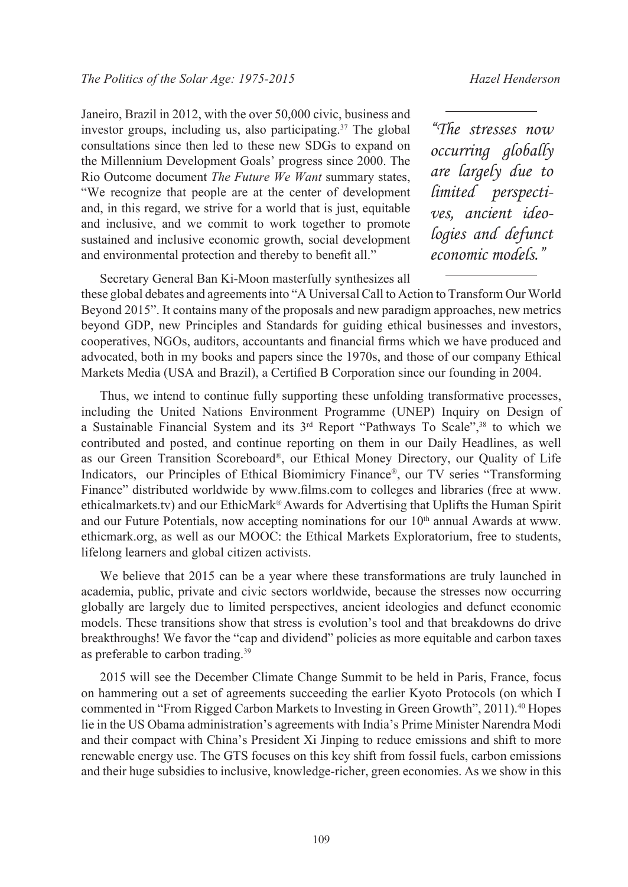Janeiro, Brazil in 2012, with the over 50,000 civic, business and investor groups, including us, also participating.[37] The global consultations since then led to these new SDGs to expand on the Millennium Development Goals' progress since 2000. The Rio Outcome document *The Future We Want* summary states, "We recognize that people are at the center of development and, in this regard, we strive for a world that is just, equitable and inclusive, and we commit to work together to promote sustained and inclusive economic growth, social development and environmental protection and thereby to benefit all."

> *"The stresses now occurring globally are largely due to limited perspectives, ancient ideologies and defunct economic models."*

Secretary General Ban Ki-Moon masterfully synthesizes all these global debates and agreements into "A Universal Call to Action to Transform Our World Beyond 2015". It contains many of the proposals and new paradigm approaches, new metrics beyond GDP, new Principles and Standards for guiding ethical businesses and investors, cooperatives, NGOs, auditors, accountants and financial firms which we have produced and advocated, both in my books and papers since the 1970s, and those of our company Ethical Markets Media (USA and Brazil), a Certified B Corporation since our founding in 2004.

Thus, we intend to continue fully supporting these unfolding transformative processes, including the United Nations Environment Programme (UNEP) Inquiry on Design of a Sustainable Financial System and its 3rd Report "Pathways To Scale",[38] to which we contributed and posted, and continue reporting on them in our Daily Headlines, as well as our Green Transition Scoreboard®, our Ethical Money Directory, our Quality of Life Indicators, our Principles of Ethical Biomimicry Finance®, our TV series "Transforming Finance" distributed worldwide by www.films.com to colleges and libraries (free at www.ethicalmarkets.tv) and our EthicMark® Awards for Advertising that Uplifts the Human Spirit and our Future Potentials, now accepting nominations for our 10th annual Awards at www.ethicmark.org, as well as our MOOC: the Ethical Markets Exploratorium, free to students, lifelong learners and global citizen activists.

We believe that 2015 can be a year where these transformations are truly launched in academia, public, private and civic sectors worldwide, because the stresses now occurring globally are largely due to limited perspectives, ancient ideologies and defunct economic models. These transitions show that stress is evolution's tool and that breakdowns do drive breakthroughs! We favor the "cap and dividend" policies as more equitable and carbon taxes as preferable to carbon trading.[39]

2015 will see the December Climate Change Summit to be held in Paris, France, focus on hammering out a set of agreements succeeding the earlier Kyoto Protocols (on which I commented in "From Rigged Carbon Markets to Investing in Green Growth", 2011).[40] Hopes lie in the US Obama administration's agreements with India's Prime Minister Narendra Modi and their compact with China's President Xi Jinping to reduce emissions and shift to more renewable energy use. The GTS focuses on this key shift from fossil fuels, carbon emissions and their huge subsidies to inclusive, knowledge-richer, green economies. As we show in this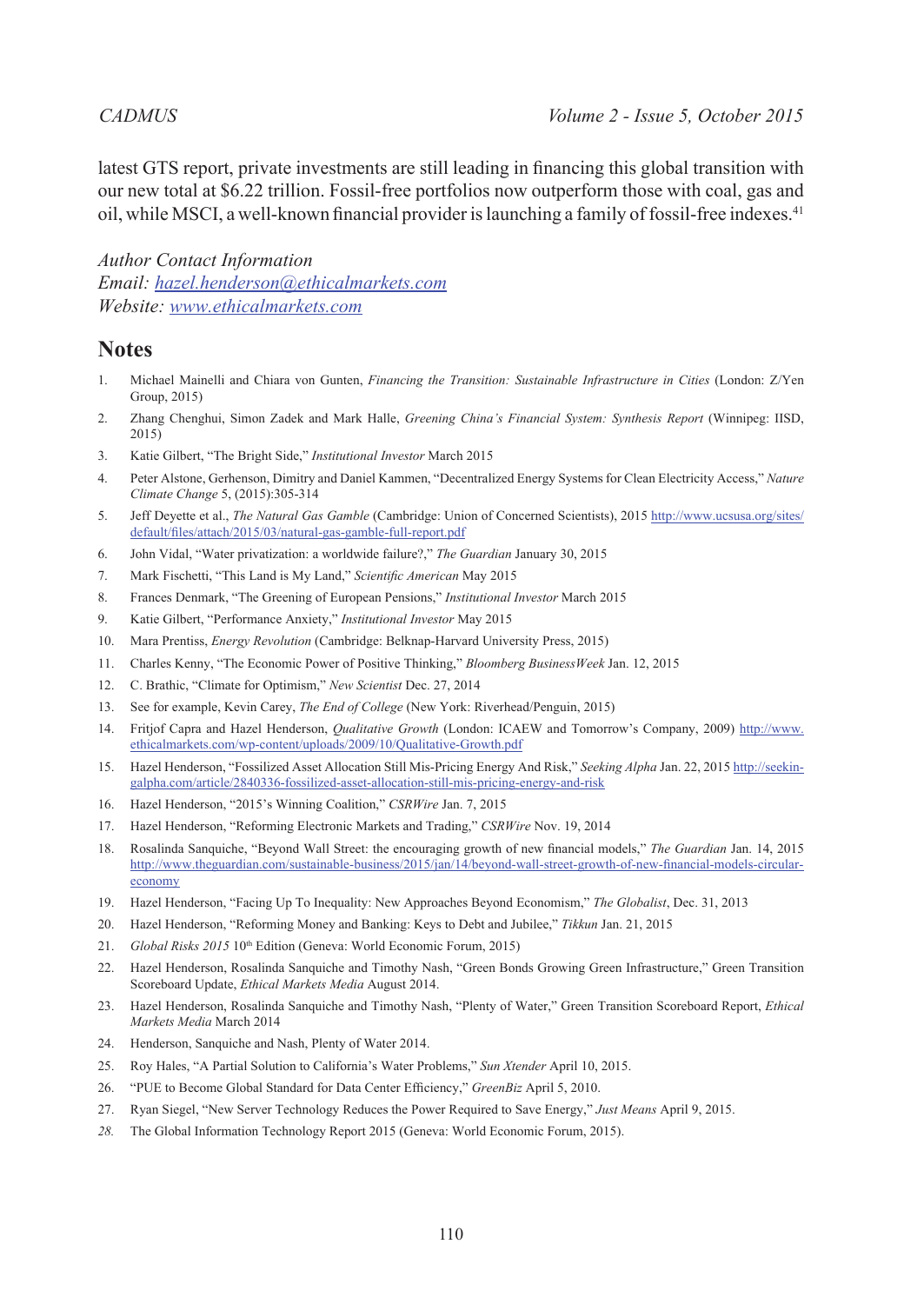latest GTS report, private investments are still leading in financing this global transition with our new total at $6.22 trillion. Fossil-free portfolios now outperform those with coal, gas and oil, while MSCI, a well-known financial provider is launching a family of fossil-free indexes.[41]

*Author Contact Information*
*Email: [hazel.henderson@ethicalmarkets.com](mailto:hazel.henderson@ethicalmarkets.com)*
*Website: [www.ethicalmarkets.com](http://www.ethicalmarkets.com)*

## Notes

1. Michael Mainelli and Chiara von Gunten, *Financing the Transition: Sustainable Infrastructure in Cities* (London: Z/Yen Group, 2015)
2. Zhang Chenghui, Simon Zadek and Mark Halle, *Greening China's Financial System: Synthesis Report* (Winnipeg: IISD, 2015)
3. Katie Gilbert, "The Bright Side," *Institutional Investor* March 2015
4. Peter Alstone, Gerhenson, Dimitry and Daniel Kammen, "Decentralized Energy Systems for Clean Electricity Access," *Nature Climate Change* 5, (2015):305-314
5. Jeff Deyette et al., *The Natural Gas Gamble* (Cambridge: Union of Concerned Scientists), 2015 http://www.ucsusa.org/sites/default/files/attach/2015/03/natural-gas-gamble-full-report.pdf
6. John Vidal, "Water privatization: a worldwide failure?," *The Guardian* January 30, 2015
7. Mark Fischetti, "This Land is My Land," *Scientific American* May 2015
8. Frances Denmark, "The Greening of European Pensions," *Institutional Investor* March 2015
9. Katie Gilbert, "Performance Anxiety," *Institutional Investor* May 2015
10. Mara Prentiss, *Energy Revolution* (Cambridge: Belknap-Harvard University Press, 2015)
11. Charles Kenny, "The Economic Power of Positive Thinking," *Bloomberg BusinessWeek* Jan. 12, 2015
12. C. Brathic, "Climate for Optimism," *New Scientist* Dec. 27, 2014
13. See for example, Kevin Carey, *The End of College* (New York: Riverhead/Penguin, 2015)
14. Fritjof Capra and Hazel Henderson, *Qualitative Growth* (London: ICAEW and Tomorrow's Company, 2009) http://www.ethicalmarkets.com/wp-content/uploads/2009/10/Qualitative-Growth.pdf
15. Hazel Henderson, "Fossilized Asset Allocation Still Mis-Pricing Energy And Risk," *Seeking Alpha* Jan. 22, 2015 http://seekingalpha.com/article/2840336-fossilized-asset-allocation-still-mis-pricing-energy-and-risk
16. Hazel Henderson, "2015's Winning Coalition," *CSRWire* Jan. 7, 2015
17. Hazel Henderson, "Reforming Electronic Markets and Trading," *CSRWire* Nov. 19, 2014
18. Rosalinda Sanquiche, "Beyond Wall Street: the encouraging growth of new financial models," *The Guardian* Jan. 14, 2015 http://www.theguardian.com/sustainable-business/2015/jan/14/beyond-wall-street-growth-of-new-financial-models-circular-economy
19. Hazel Henderson, "Facing Up To Inequality: New Approaches Beyond Economism," *The Globalist*, Dec. 31, 2013
20. Hazel Henderson, "Reforming Money and Banking: Keys to Debt and Jubilee," *Tikkun* Jan. 21, 2015
21. *Global Risks 2015* 10th Edition (Geneva: World Economic Forum, 2015)
22. Hazel Henderson, Rosalinda Sanquiche and Timothy Nash, "Green Bonds Growing Green Infrastructure," Green Transition Scoreboard Update, *Ethical Markets Media* August 2014.
23. Hazel Henderson, Rosalinda Sanquiche and Timothy Nash, "Plenty of Water," Green Transition Scoreboard Report, *Ethical Markets Media* March 2014
24. Henderson, Sanquiche and Nash, Plenty of Water 2014.
25. Roy Hales, "A Partial Solution to California's Water Problems," *Sun Xtender* April 10, 2015.
26. "PUE to Become Global Standard for Data Center Efficiency," *GreenBiz* April 5, 2010.
27. Ryan Siegel, "New Server Technology Reduces the Power Required to Save Energy," *Just Means* April 9, 2015.
28. The Global Information Technology Report 2015 (Geneva: World Economic Forum, 2015).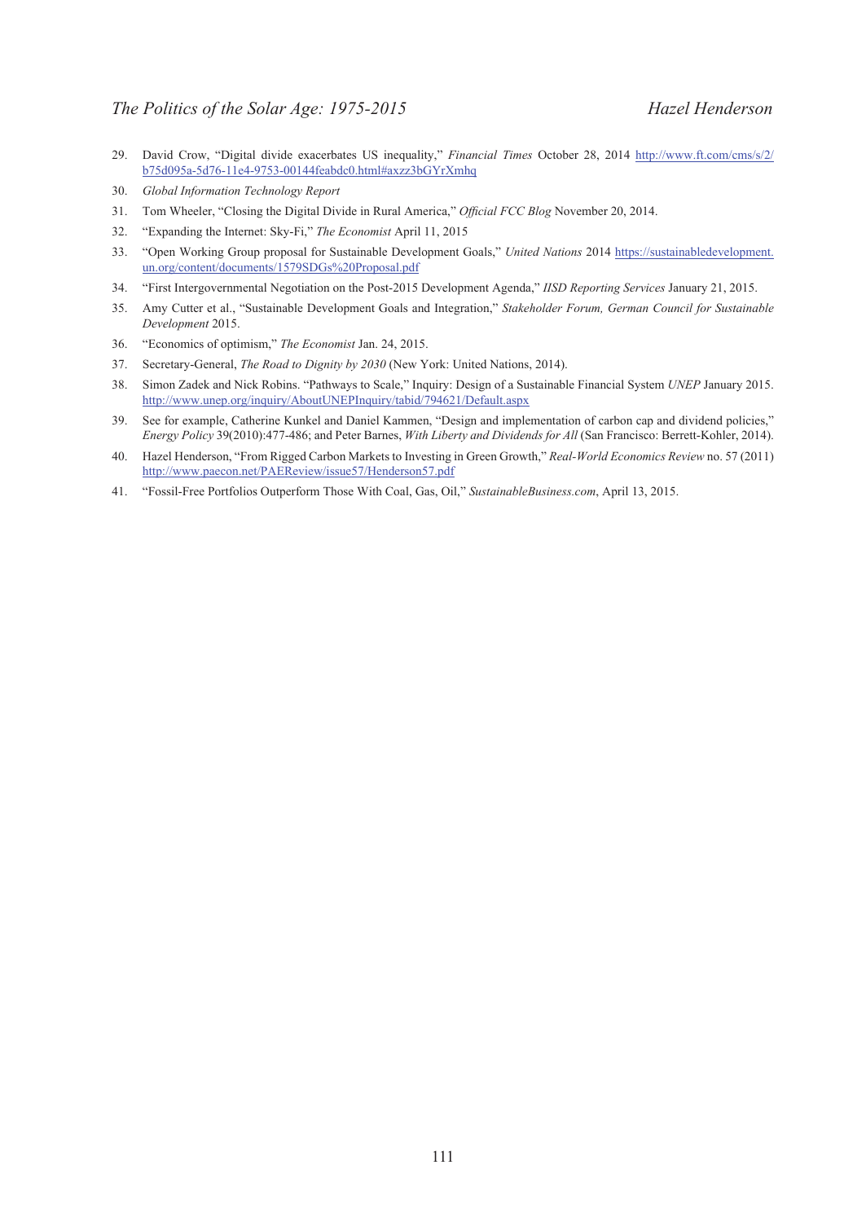29. David Crow, "Digital divide exacerbates US inequality," *Financial Times* October 28, 2014 http://www.ft.com/cms/s/2/b75d095a-5d76-11e4-9753-00144feabdc0.html#axzz3bGYrXmhq
30. *Global Information Technology Report*
31. Tom Wheeler, "Closing the Digital Divide in Rural America," *Official FCC Blog* November 20, 2014.
32. "Expanding the Internet: Sky-Fi," *The Economist* April 11, 2015
33. "Open Working Group proposal for Sustainable Development Goals," *United Nations* 2014 https://sustainabledevelopment.un.org/content/documents/1579SDGs%20Proposal.pdf
34. "First Intergovernmental Negotiation on the Post-2015 Development Agenda," *IISD Reporting Services* January 21, 2015.
35. Amy Cutter et al., "Sustainable Development Goals and Integration," *Stakeholder Forum, German Council for Sustainable Development* 2015.
36. "Economics of optimism," *The Economist* Jan. 24, 2015.
37. Secretary-General, *The Road to Dignity by 2030* (New York: United Nations, 2014).
38. Simon Zadek and Nick Robins. "Pathways to Scale," Inquiry: Design of a Sustainable Financial System *UNEP* January 2015. http://www.unep.org/inquiry/AboutUNEPInquiry/tabid/794621/Default.aspx
39. See for example, Catherine Kunkel and Daniel Kammen, "Design and implementation of carbon cap and dividend policies," *Energy Policy* 39(2010):477-486; and Peter Barnes, *With Liberty and Dividends for All* (San Francisco: Berrett-Kohler, 2014).
40. Hazel Henderson, "From Rigged Carbon Markets to Investing in Green Growth," *Real-World Economics Review* no. 57 (2011) http://www.paecon.net/PAEReview/issue57/Henderson57.pdf
41. "Fossil-Free Portfolios Outperform Those With Coal, Gas, Oil," *SustainableBusiness.com*, April 13, 2015.